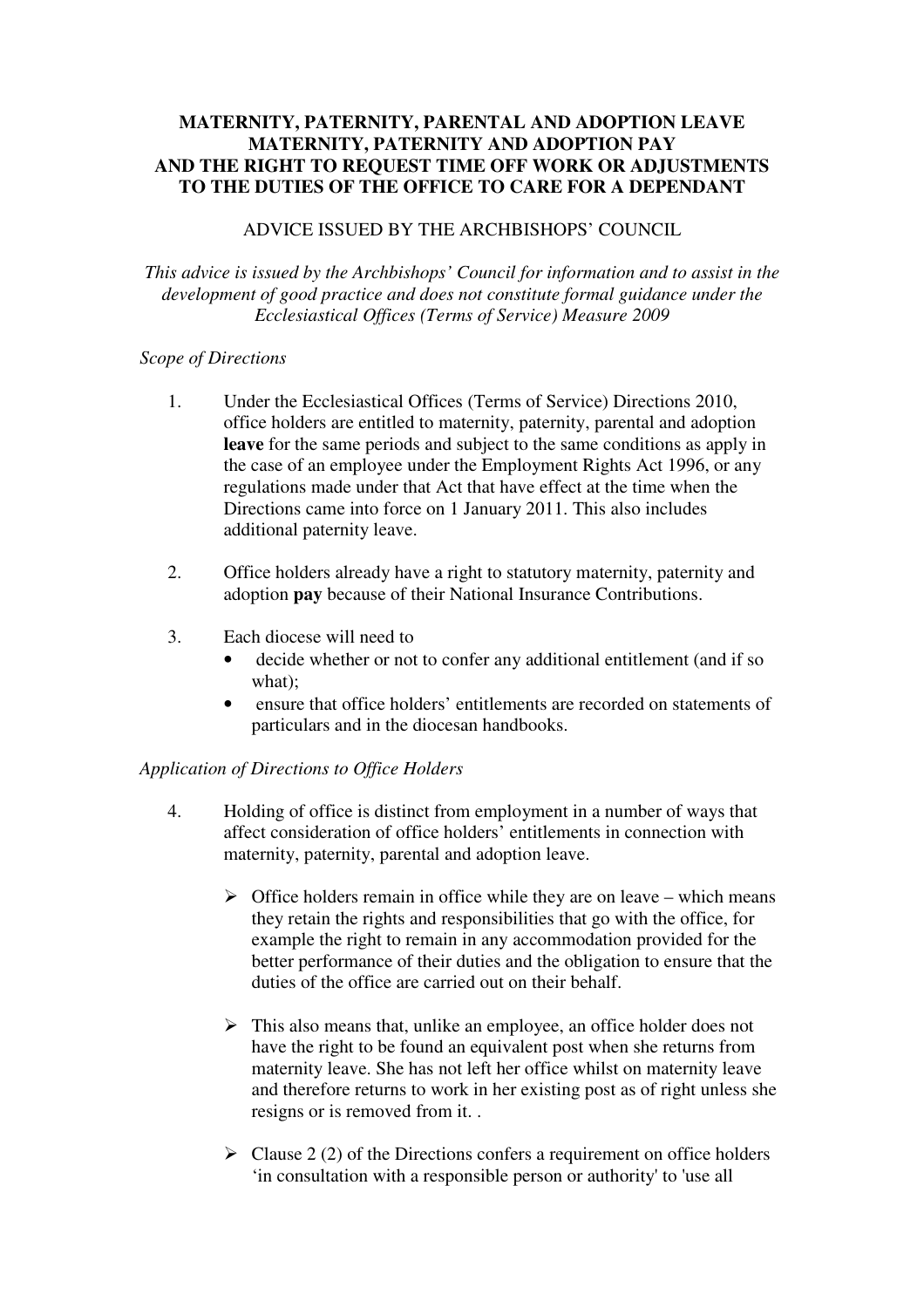# MATERNITY, PATERNITY, PARENTAL AND ADOPTION LEAVE MATERNITY, PATERNITY AND ADOPTION PAY AND THE RIGHT TO REQUEST TIME OFF WORK OR ADJUSTMENTS TO THE DUTIES OF THE OFFICE TO CARE FOR A DEPENDANT

ADVICE ISSUED BY THE ARCHBISHOPS' COUNCIL

*This advice is issued by the Archbishops' Council for information and to assist in the development of good practice and does not constitute formal guidance under the Ecclesiastical Offices (Terms of Service) Measure 2009*

*Scope of Directions*

1. Under the Ecclesiastical Offices (Terms of Service) Directions 2010, office holders are entitled to maternity, paternity, parental and adoption **leave** for the same periods and subject to the same conditions as apply in the case of an employee under the Employment Rights Act 1996, or any regulations made under that Act that have effect at the time when the Directions came into force on 1 January 2011. This also includes additional paternity leave.

2. Office holders already have a right to statutory maternity, paternity and adoption **pay** because of their National Insurance Contributions.

3. Each diocese will need to
   - decide whether or not to confer any additional entitlement (and if so what);
   - ensure that office holders' entitlements are recorded on statements of particulars and in the diocesan handbooks.

*Application of Directions to Office Holders*

4. Holding of office is distinct from employment in a number of ways that affect consideration of office holders' entitlements in connection with maternity, paternity, parental and adoption leave.

   - Office holders remain in office while they are on leave – which means they retain the rights and responsibilities that go with the office, for example the right to remain in any accommodation provided for the better performance of their duties and the obligation to ensure that the duties of the office are carried out on their behalf.

   - This also means that, unlike an employee, an office holder does not have the right to be found an equivalent post when she returns from maternity leave. She has not left her office whilst on maternity leave and therefore returns to work in her existing post as of right unless she resigns or is removed from it. .

   - Clause 2 (2) of the Directions confers a requirement on office holders 'in consultation with a responsible person or authority' to 'use all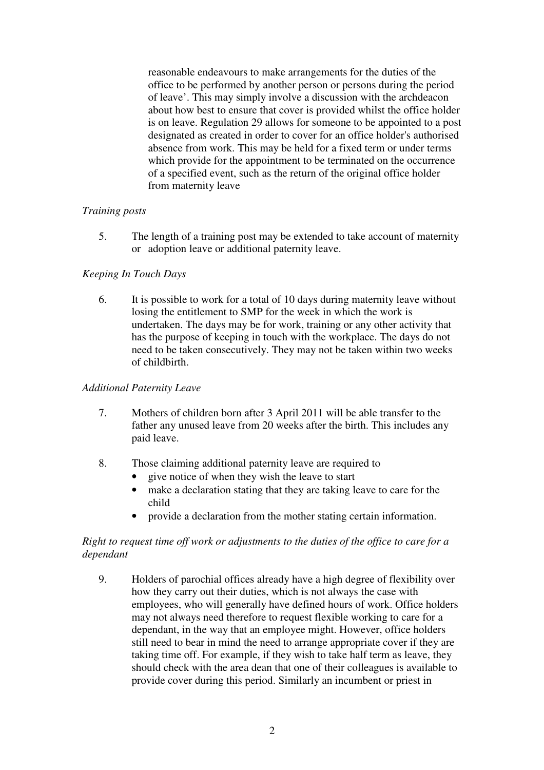reasonable endeavours to make arrangements for the duties of the office to be performed by another person or persons during the period of leave'. This may simply involve a discussion with the archdeacon about how best to ensure that cover is provided whilst the office holder is on leave. Regulation 29 allows for someone to be appointed to a post designated as created in order to cover for an office holder's authorised absence from work. This may be held for a fixed term or under terms which provide for the appointment to be terminated on the occurrence of a specified event, such as the return of the original office holder from maternity leave

*Training posts*

5. The length of a training post may be extended to take account of maternity or adoption leave or additional paternity leave.

*Keeping In Touch Days*

6. It is possible to work for a total of 10 days during maternity leave without losing the entitlement to SMP for the week in which the work is undertaken. The days may be for work, training or any other activity that has the purpose of keeping in touch with the workplace. The days do not need to be taken consecutively. They may not be taken within two weeks of childbirth.

*Additional Paternity Leave*

7. Mothers of children born after 3 April 2011 will be able transfer to the father any unused leave from 20 weeks after the birth. This includes any paid leave.

8. Those claiming additional paternity leave are required to
   - give notice of when they wish the leave to start
   - make a declaration stating that they are taking leave to care for the child
   - provide a declaration from the mother stating certain information.

*Right to request time off work or adjustments to the duties of the office to care for a dependant*

9. Holders of parochial offices already have a high degree of flexibility over how they carry out their duties, which is not always the case with employees, who will generally have defined hours of work. Office holders may not always need therefore to request flexible working to care for a dependant, in the way that an employee might. However, office holders still need to bear in mind the need to arrange appropriate cover if they are taking time off. For example, if they wish to take half term as leave, they should check with the area dean that one of their colleagues is available to provide cover during this period. Similarly an incumbent or priest in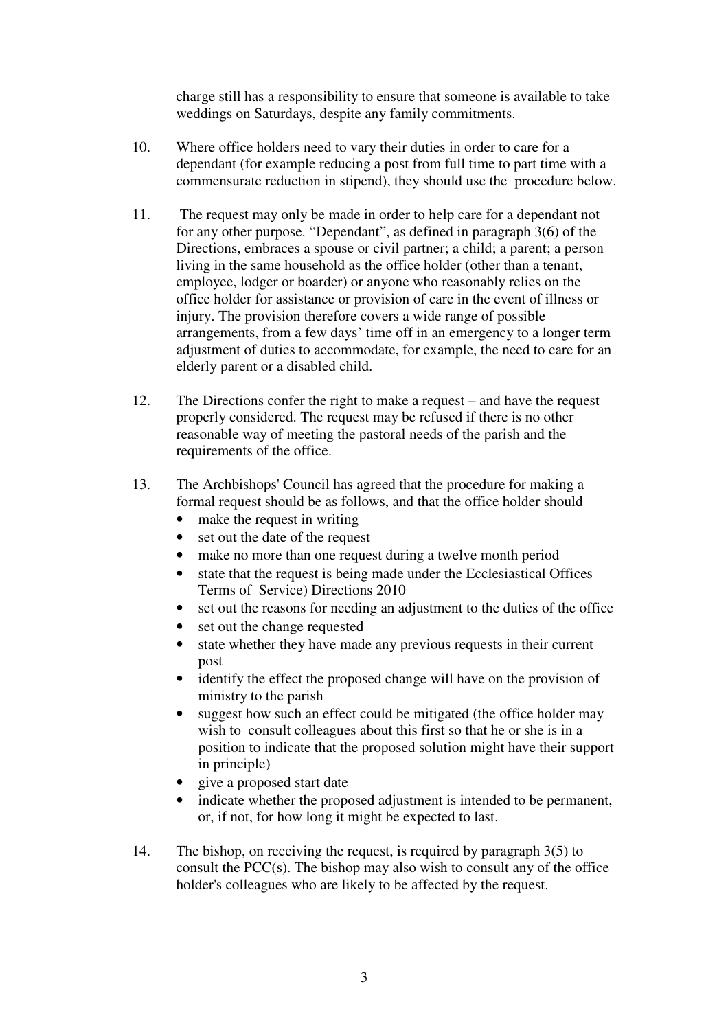charge still has a responsibility to ensure that someone is available to take weddings on Saturdays, despite any family commitments.

10. Where office holders need to vary their duties in order to care for a dependant (for example reducing a post from full time to part time with a commensurate reduction in stipend), they should use the procedure below.

11. The request may only be made in order to help care for a dependant not for any other purpose. "Dependant", as defined in paragraph 3(6) of the Directions, embraces a spouse or civil partner; a child; a parent; a person living in the same household as the office holder (other than a tenant, employee, lodger or boarder) or anyone who reasonably relies on the office holder for assistance or provision of care in the event of illness or injury. The provision therefore covers a wide range of possible arrangements, from a few days' time off in an emergency to a longer term adjustment of duties to accommodate, for example, the need to care for an elderly parent or a disabled child.

12. The Directions confer the right to make a request – and have the request properly considered. The request may be refused if there is no other reasonable way of meeting the pastoral needs of the parish and the requirements of the office.

13. The Archbishops' Council has agreed that the procedure for making a formal request should be as follows, and that the office holder should
    - make the request in writing
    - set out the date of the request
    - make no more than one request during a twelve month period
    - state that the request is being made under the Ecclesiastical Offices Terms of Service) Directions 2010
    - set out the reasons for needing an adjustment to the duties of the office
    - set out the change requested
    - state whether they have made any previous requests in their current post
    - identify the effect the proposed change will have on the provision of ministry to the parish
    - suggest how such an effect could be mitigated (the office holder may wish to consult colleagues about this first so that he or she is in a position to indicate that the proposed solution might have their support in principle)
    - give a proposed start date
    - indicate whether the proposed adjustment is intended to be permanent, or, if not, for how long it might be expected to last.

14. The bishop, on receiving the request, is required by paragraph 3(5) to consult the PCC(s). The bishop may also wish to consult any of the office holder's colleagues who are likely to be affected by the request.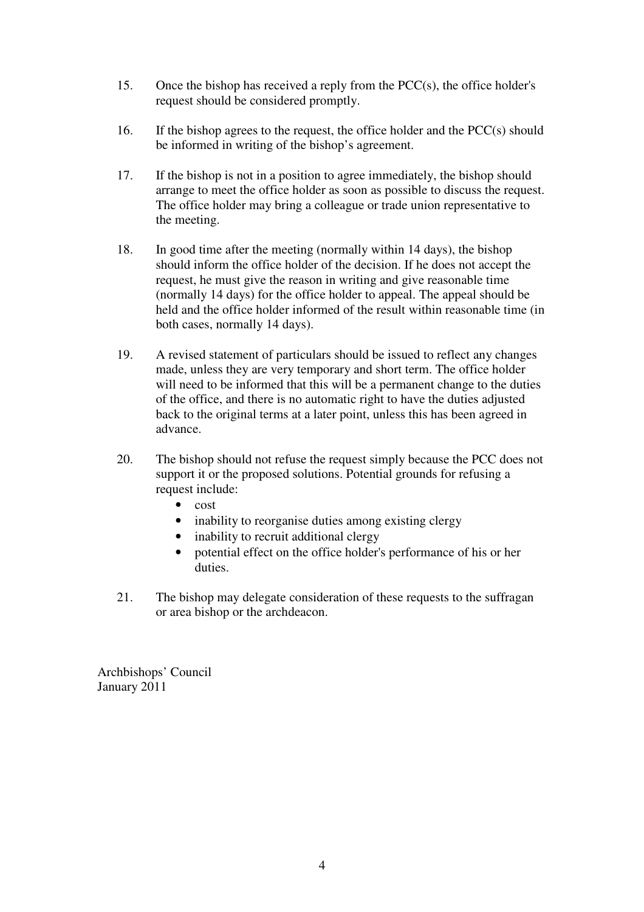15. Once the bishop has received a reply from the PCC(s), the office holder's request should be considered promptly.

16. If the bishop agrees to the request, the office holder and the PCC(s) should be informed in writing of the bishop's agreement.

17. If the bishop is not in a position to agree immediately, the bishop should arrange to meet the office holder as soon as possible to discuss the request. The office holder may bring a colleague or trade union representative to the meeting.

18. In good time after the meeting (normally within 14 days), the bishop should inform the office holder of the decision. If he does not accept the request, he must give the reason in writing and give reasonable time (normally 14 days) for the office holder to appeal. The appeal should be held and the office holder informed of the result within reasonable time (in both cases, normally 14 days).

19. A revised statement of particulars should be issued to reflect any changes made, unless they are very temporary and short term. The office holder will need to be informed that this will be a permanent change to the duties of the office, and there is no automatic right to have the duties adjusted back to the original terms at a later point, unless this has been agreed in advance.

20. The bishop should not refuse the request simply because the PCC does not support it or the proposed solutions. Potential grounds for refusing a request include:
    - cost
    - inability to reorganise duties among existing clergy
    - inability to recruit additional clergy
    - potential effect on the office holder's performance of his or her duties.

21. The bishop may delegate consideration of these requests to the suffragan or area bishop or the archdeacon.

Archbishops' Council
January 2011